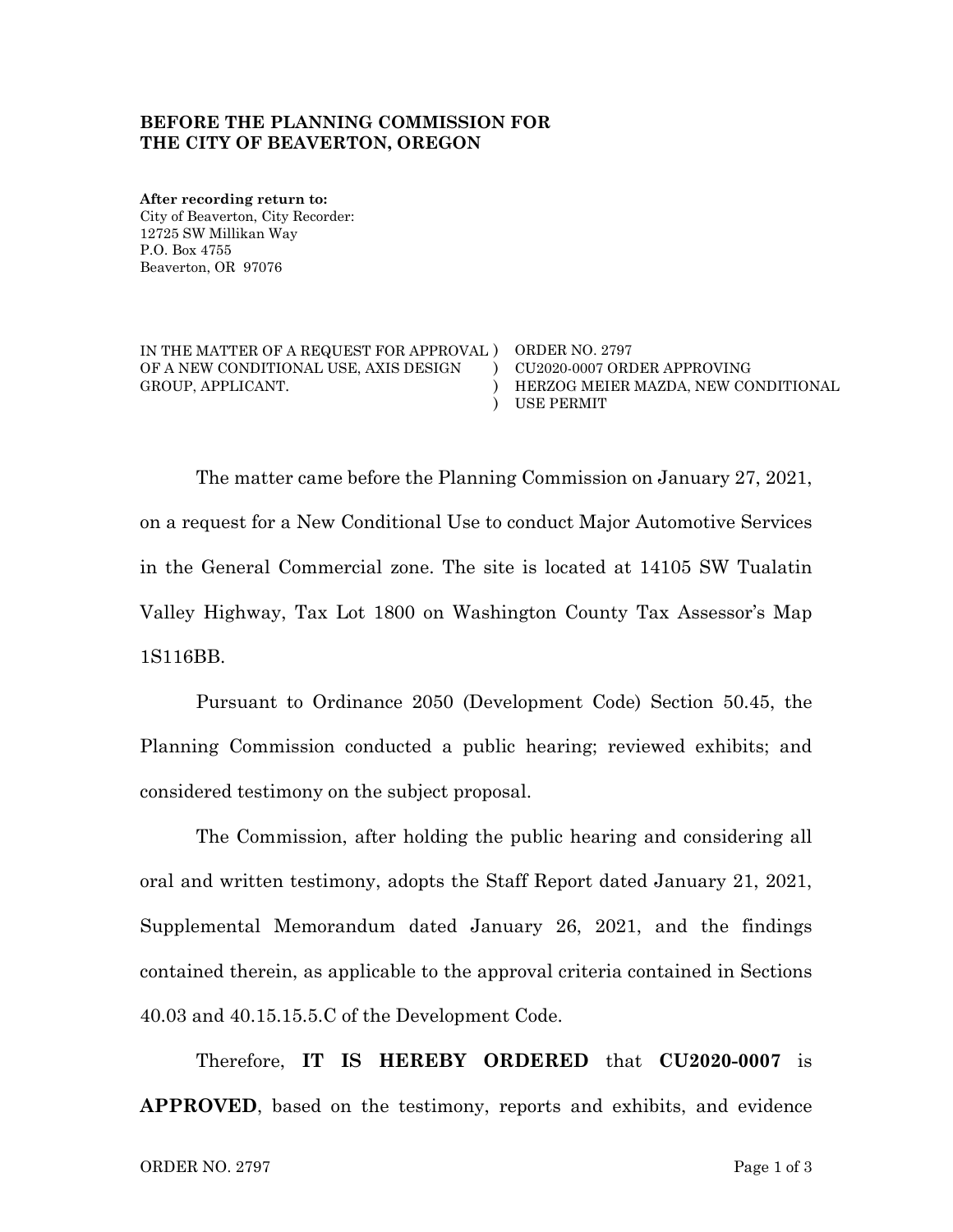**BEFORE THE PLANNING COMMISSION FOR THE CITY OF BEAVERTON, OREGON**

**After recording return to:**
City of Beaverton, City Recorder:
12725 SW Millikan Way
P.O. Box 4755
Beaverton, OR 97076

| | | |
|---|---|---|
| IN THE MATTER OF A REQUEST FOR APPROVAL OF A NEW CONDITIONAL USE, AXIS DESIGN GROUP, APPLICANT. | ) ) ) ) | ORDER NO. 2797 CU2020-0007 ORDER APPROVING HERZOG MEIER MAZDA, NEW CONDITIONAL USE PERMIT |

The matter came before the Planning Commission on January 27, 2021, on a request for a New Conditional Use to conduct Major Automotive Services in the General Commercial zone. The site is located at 14105 SW Tualatin Valley Highway, Tax Lot 1800 on Washington County Tax Assessor's Map 1S116BB.

Pursuant to Ordinance 2050 (Development Code) Section 50.45, the Planning Commission conducted a public hearing; reviewed exhibits; and considered testimony on the subject proposal.

The Commission, after holding the public hearing and considering all oral and written testimony, adopts the Staff Report dated January 21, 2021, Supplemental Memorandum dated January 26, 2021, and the findings contained therein, as applicable to the approval criteria contained in Sections 40.03 and 40.15.15.5.C of the Development Code.

Therefore, **IT IS HEREBY ORDERED** that **CU2020-0007** is **APPROVED**, based on the testimony, reports and exhibits, and evidence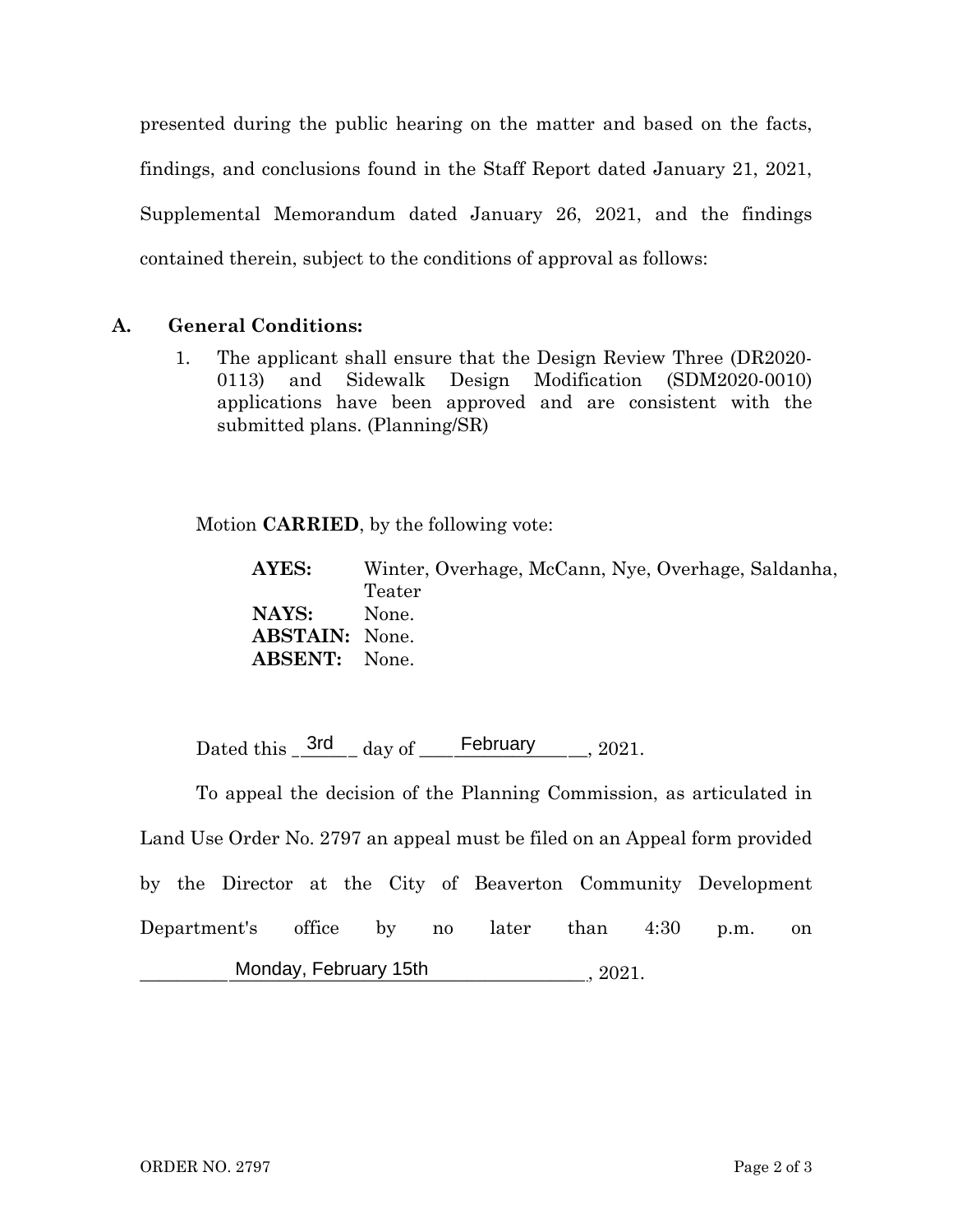presented during the public hearing on the matter and based on the facts, findings, and conclusions found in the Staff Report dated January 21, 2021, Supplemental Memorandum dated January 26, 2021, and the findings contained therein, subject to the conditions of approval as follows:

**A. General Conditions:**

1. The applicant shall ensure that the Design Review Three (DR2020-0113) and Sidewalk Design Modification (SDM2020-0010) applications have been approved and are consistent with the submitted plans. (Planning/SR)

Motion **CARRIED**, by the following vote:

**AYES:** Winter, Overhage, McCann, Nye, Overhage, Saldanha, Teater
**NAYS:** None.
**ABSTAIN:** None.
**ABSENT:** None.

Dated this 3rd day of February, 2021.

To appeal the decision of the Planning Commission, as articulated in Land Use Order No. 2797 an appeal must be filed on an Appeal form provided by the Director at the City of Beaverton Community Development Department's office by no later than 4:30 p.m. on Monday, February 15th, 2021.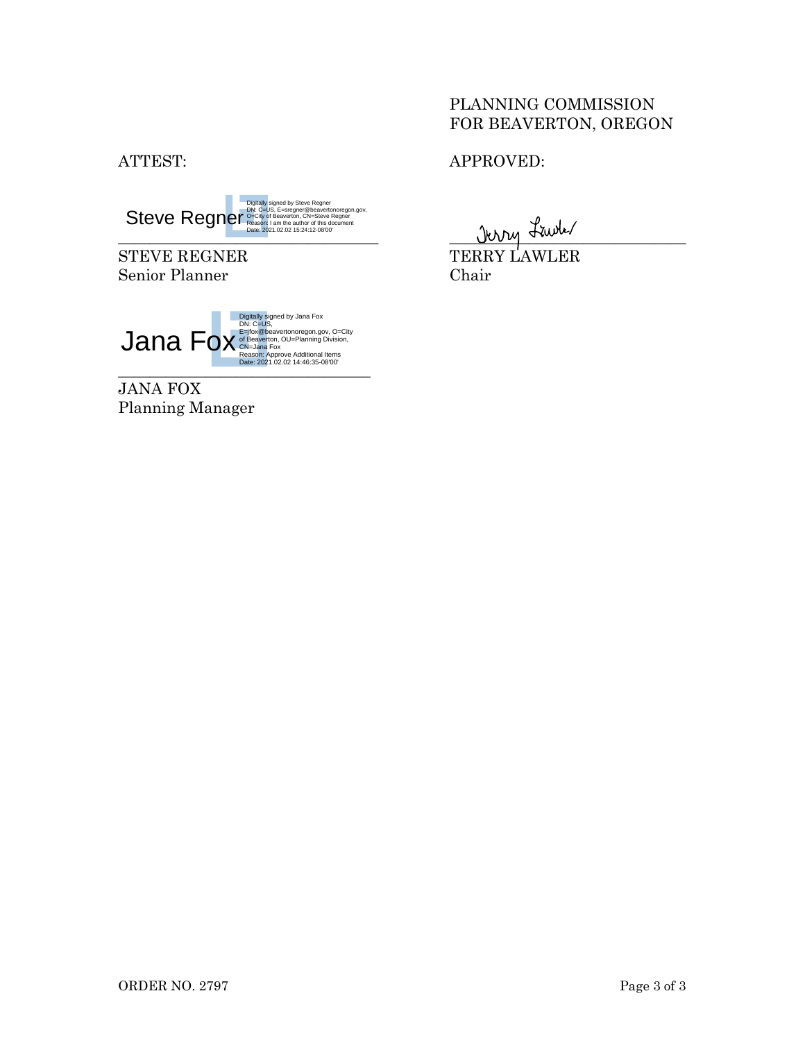PLANNING COMMISSION
FOR BEAVERTON, OREGON

ATTEST:

Steve Regner

Digitally signed by Steve Regner
DN: C=US, E=sregner@beavertonoregon.gov, O=City of Beaverton, CN=Steve Regner
Reason: I am the author of this document
Date: 2021.02.02 15:24:12-08'00'

STEVE REGNER
Senior Planner

Jana Fox

Digitally signed by Jana Fox
DN: C=US, E=jfox@beavertonoregon.gov, O=City of Beaverton, OU=Planning Division, CN=Jana Fox
Reason: Approve Additional Items
Date: 2021.02.02 14:46:35-08'00'

JANA FOX
Planning Manager

APPROVED:

Terry Lawler

TERRY LAWLER
Chair

ORDER NO. 2797